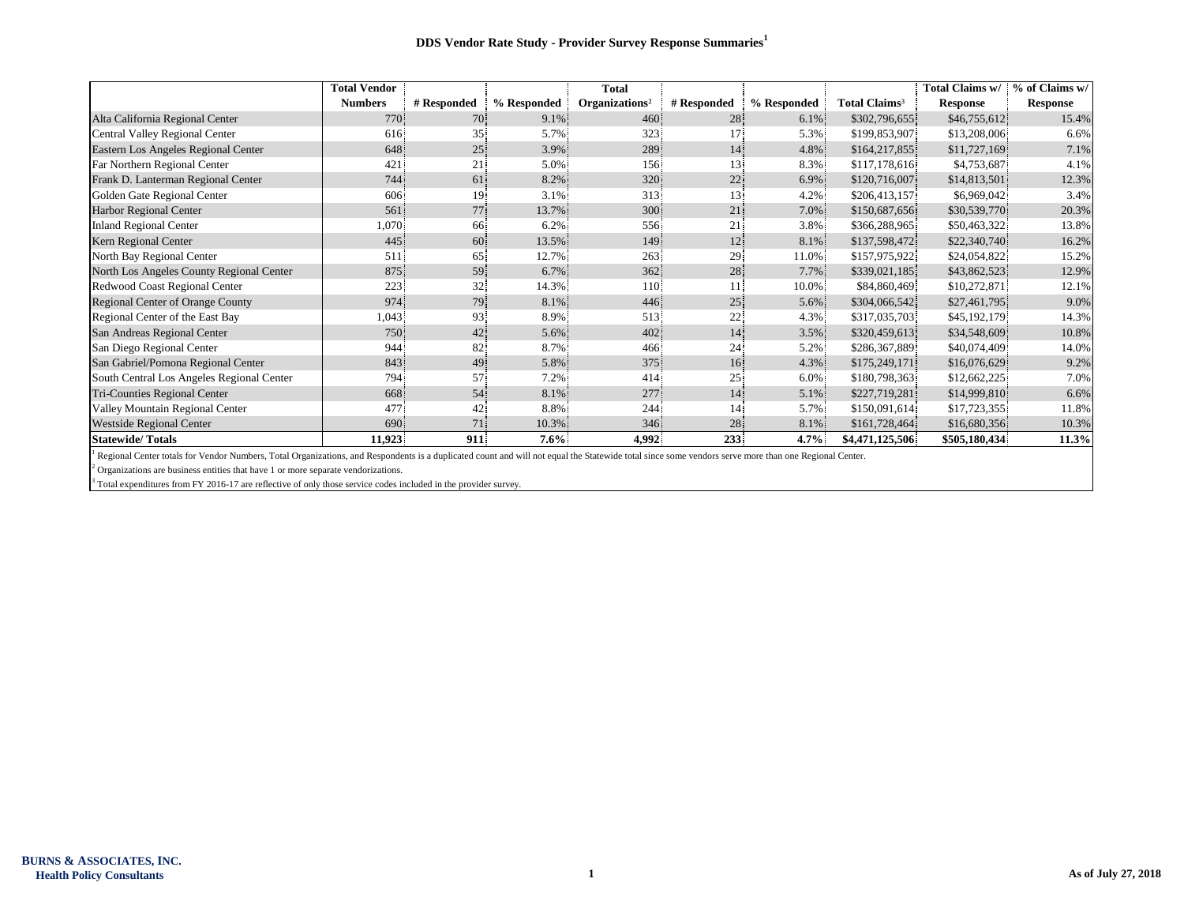# DDS Vendor Rate Study - Provider Survey Response Summaries[1]

| | Total Vendor Numbers | # Responded | % Responded | Total Organizations[2] | # Responded | % Responded | Total Claims[3] | Total Claims w/ Response | % of Claims w/ Response |
|---|---|---|---|---|---|---|---|---|---|
| Alta California Regional Center | 770 | 70 | 9.1% | 460 | 28 | 6.1% | $302,796,655 | $46,755,612 | 15.4% |
| Central Valley Regional Center | 616 | 35 | 5.7% | 323 | 17 | 5.3% | $199,853,907 | $13,208,006 | 6.6% |
| Eastern Los Angeles Regional Center | 648 | 25 | 3.9% | 289 | 14 | 4.8% | $164,217,855 | $11,727,169 | 7.1% |
| Far Northern Regional Center | 421 | 21 | 5.0% | 156 | 13 | 8.3% | $117,178,616 | $4,753,687 | 4.1% |
| Frank D. Lanterman Regional Center | 744 | 61 | 8.2% | 320 | 22 | 6.9% | $120,716,007 | $14,813,501 | 12.3% |
| Golden Gate Regional Center | 606 | 19 | 3.1% | 313 | 13 | 4.2% | $206,413,157 | $6,969,042 | 3.4% |
| Harbor Regional Center | 561 | 77 | 13.7% | 300 | 21 | 7.0% | $150,687,656 | $30,539,770 | 20.3% |
| Inland Regional Center | 1,070 | 66 | 6.2% | 556 | 21 | 3.8% | $366,288,965 | $50,463,322 | 13.8% |
| Kern Regional Center | 445 | 60 | 13.5% | 149 | 12 | 8.1% | $137,598,472 | $22,340,740 | 16.2% |
| North Bay Regional Center | 511 | 65 | 12.7% | 263 | 29 | 11.0% | $157,975,922 | $24,054,822 | 15.2% |
| North Los Angeles County Regional Center | 875 | 59 | 6.7% | 362 | 28 | 7.7% | $339,021,185 | $43,862,523 | 12.9% |
| Redwood Coast Regional Center | 223 | 32 | 14.3% | 110 | 11 | 10.0% | $84,860,469 | $10,272,871 | 12.1% |
| Regional Center of Orange County | 974 | 79 | 8.1% | 446 | 25 | 5.6% | $304,066,542 | $27,461,795 | 9.0% |
| Regional Center of the East Bay | 1,043 | 93 | 8.9% | 513 | 22 | 4.3% | $317,035,703 | $45,192,179 | 14.3% |
| San Andreas Regional Center | 750 | 42 | 5.6% | 402 | 14 | 3.5% | $320,459,613 | $34,548,609 | 10.8% |
| San Diego Regional Center | 944 | 82 | 8.7% | 466 | 24 | 5.2% | $286,367,889 | $40,074,409 | 14.0% |
| San Gabriel/Pomona Regional Center | 843 | 49 | 5.8% | 375 | 16 | 4.3% | $175,249,171 | $16,076,629 | 9.2% |
| South Central Los Angeles Regional Center | 794 | 57 | 7.2% | 414 | 25 | 6.0% | $180,798,363 | $12,662,225 | 7.0% |
| Tri-Counties Regional Center | 668 | 54 | 8.1% | 277 | 14 | 5.1% | $227,719,281 | $14,999,810 | 6.6% |
| Valley Mountain Regional Center | 477 | 42 | 8.8% | 244 | 14 | 5.7% | $150,091,614 | $17,723,355 | 11.8% |
| Westside Regional Center | 690 | 71 | 10.3% | 346 | 28 | 8.1% | $161,728,464 | $16,680,356 | 10.3% |
| **Statewide/ Totals** | **11,923** | **911** | **7.6%** | **4,992** | **233** | **4.7%** | **$4,471,125,506** | **$505,180,434** | **11.3%** |

[1] Regional Center totals for Vendor Numbers, Total Organizations, and Respondents is a duplicated count and will not equal the Statewide total since some vendors serve more than one Regional Center.

[2] Organizations are business entities that have 1 or more separate vendorizations.

[3] Total expenditures from FY 2016-17 are reflective of only those service codes included in the provider survey.

BURNS & ASSOCIATES, INC.
Health Policy Consultants

As of July 27, 2018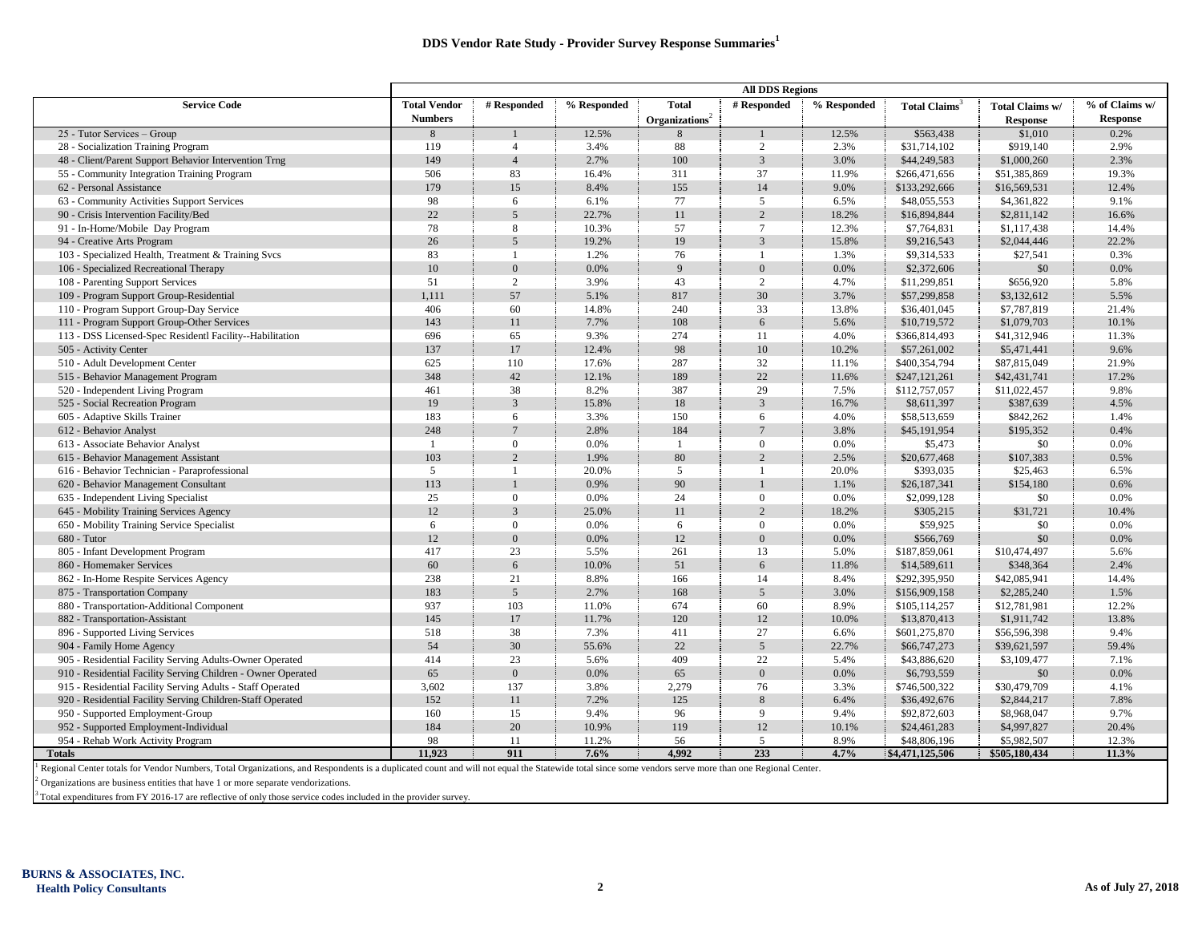## DDS Vendor Rate Study - Provider Survey Response Summaries[1]

| Service Code | All DDS Regions | | | | | | | | |
|---|---|---|---|---|---|---|---|---|---|
| | Total Vendor Numbers | # Responded | % Responded | Total Organizations[2] | # Responded | % Responded | Total Claims[3] | Total Claims w/ Response | % of Claims w/ Response |
| 25 - Tutor Services – Group | 8 | 1 | 12.5% | 8 | 1 | 12.5% | $563,438 | $1,010 | 0.2% |
| 28 - Socialization Training Program | 119 | 4 | 3.4% | 88 | 2 | 2.3% | $31,714,102 | $919,140 | 2.9% |
| 48 - Client/Parent Support Behavior Intervention Trng | 149 | 4 | 2.7% | 100 | 3 | 3.0% | $44,249,583 | $1,000,260 | 2.3% |
| 55 - Community Integration Training Program | 506 | 83 | 16.4% | 311 | 37 | 11.9% | $266,471,656 | $51,385,869 | 19.3% |
| 62 - Personal Assistance | 179 | 15 | 8.4% | 155 | 14 | 9.0% | $133,292,666 | $16,569,531 | 12.4% |
| 63 - Community Activities Support Services | 98 | 6 | 6.1% | 77 | 5 | 6.5% | $48,055,553 | $4,361,822 | 9.1% |
| 90 - Crisis Intervention Facility/Bed | 22 | 5 | 22.7% | 11 | 2 | 18.2% | $16,894,844 | $2,811,142 | 16.6% |
| 91 - In-Home/Mobile Day Program | 78 | 8 | 10.3% | 57 | 7 | 12.3% | $7,764,831 | $1,117,438 | 14.4% |
| 94 - Creative Arts Program | 26 | 5 | 19.2% | 19 | 3 | 15.8% | $9,216,543 | $2,044,446 | 22.2% |
| 103 - Specialized Health, Treatment & Training Svcs | 83 | 1 | 1.2% | 76 | 1 | 1.3% | $9,314,533 | $27,541 | 0.3% |
| 106 - Specialized Recreational Therapy | 10 | 0 | 0.0% | 9 | 0 | 0.0% | $2,372,606 | $0 | 0.0% |
| 108 - Parenting Support Services | 51 | 2 | 3.9% | 43 | 2 | 4.7% | $11,299,851 | $656,920 | 5.8% |
| 109 - Program Support Group-Residential | 1,111 | 57 | 5.1% | 817 | 30 | 3.7% | $57,299,858 | $3,132,612 | 5.5% |
| 110 - Program Support Group-Day Service | 406 | 60 | 14.8% | 240 | 33 | 13.8% | $36,401,045 | $7,787,819 | 21.4% |
| 111 - Program Support Group-Other Services | 143 | 11 | 7.7% | 108 | 6 | 5.6% | $10,719,572 | $1,079,703 | 10.1% |
| 113 - DSS Licensed-Spec Residentl Facility--Habilitation | 696 | 65 | 9.3% | 274 | 11 | 4.0% | $366,814,493 | $41,312,946 | 11.3% |
| 505 - Activity Center | 137 | 17 | 12.4% | 98 | 10 | 10.2% | $57,261,002 | $5,471,441 | 9.6% |
| 510 - Adult Development Center | 625 | 110 | 17.6% | 287 | 32 | 11.1% | $400,354,794 | $87,815,049 | 21.9% |
| 515 - Behavior Management Program | 348 | 42 | 12.1% | 189 | 22 | 11.6% | $247,121,261 | $42,431,741 | 17.2% |
| 520 - Independent Living Program | 461 | 38 | 8.2% | 387 | 29 | 7.5% | $112,757,057 | $11,022,457 | 9.8% |
| 525 - Social Recreation Program | 19 | 3 | 15.8% | 18 | 3 | 16.7% | $8,611,397 | $387,639 | 4.5% |
| 605 - Adaptive Skills Trainer | 183 | 6 | 3.3% | 150 | 6 | 4.0% | $58,513,659 | $842,262 | 1.4% |
| 612 - Behavior Analyst | 248 | 7 | 2.8% | 184 | 7 | 3.8% | $45,191,954 | $195,352 | 0.4% |
| 613 - Associate Behavior Analyst | 1 | 0 | 0.0% | 1 | 0 | 0.0% | $5,473 | $0 | 0.0% |
| 615 - Behavior Management Assistant | 103 | 2 | 1.9% | 80 | 2 | 2.5% | $20,677,468 | $107,383 | 0.5% |
| 616 - Behavior Technician - Paraprofessional | 5 | 1 | 20.0% | 5 | 1 | 20.0% | $393,035 | $25,463 | 6.5% |
| 620 - Behavior Management Consultant | 113 | 1 | 0.9% | 90 | 1 | 1.1% | $26,187,341 | $154,180 | 0.6% |
| 635 - Independent Living Specialist | 25 | 0 | 0.0% | 24 | 0 | 0.0% | $2,099,128 | $0 | 0.0% |
| 645 - Mobility Training Services Agency | 12 | 3 | 25.0% | 11 | 2 | 18.2% | $305,215 | $31,721 | 10.4% |
| 650 - Mobility Training Service Specialist | 6 | 0 | 0.0% | 6 | 0 | 0.0% | $59,925 | $0 | 0.0% |
| 680 - Tutor | 12 | 0 | 0.0% | 12 | 0 | 0.0% | $566,769 | $0 | 0.0% |
| 805 - Infant Development Program | 417 | 23 | 5.5% | 261 | 13 | 5.0% | $187,859,061 | $10,474,497 | 5.6% |
| 860 - Homemaker Services | 60 | 6 | 10.0% | 51 | 6 | 11.8% | $14,589,611 | $348,364 | 2.4% |
| 862 - In-Home Respite Services Agency | 238 | 21 | 8.8% | 166 | 14 | 8.4% | $292,395,950 | $42,085,941 | 14.4% |
| 875 - Transportation Company | 183 | 5 | 2.7% | 168 | 5 | 3.0% | $156,909,158 | $2,285,240 | 1.5% |
| 880 - Transportation-Additional Component | 937 | 103 | 11.0% | 674 | 60 | 8.9% | $105,114,257 | $12,781,981 | 12.2% |
| 882 - Transportation-Assistant | 145 | 17 | 11.7% | 120 | 12 | 10.0% | $13,870,413 | $1,911,742 | 13.8% |
| 896 - Supported Living Services | 518 | 38 | 7.3% | 411 | 27 | 6.6% | $601,275,870 | $56,596,398 | 9.4% |
| 904 - Family Home Agency | 54 | 30 | 55.6% | 22 | 5 | 22.7% | $66,747,273 | $39,621,597 | 59.4% |
| 905 - Residential Facility Serving Adults-Owner Operated | 414 | 23 | 5.6% | 409 | 22 | 5.4% | $43,886,620 | $3,109,477 | 7.1% |
| 910 - Residential Facility Serving Children - Owner Operated | 65 | 0 | 0.0% | 65 | 0 | 0.0% | $6,793,559 | $0 | 0.0% |
| 915 - Residential Facility Serving Adults - Staff Operated | 3,602 | 137 | 3.8% | 2,279 | 76 | 3.3% | $746,500,322 | $30,479,709 | 4.1% |
| 920 - Residential Facility Serving Children-Staff Operated | 152 | 11 | 7.2% | 125 | 8 | 6.4% | $36,492,676 | $2,844,217 | 7.8% |
| 950 - Supported Employment-Group | 160 | 15 | 9.4% | 96 | 9 | 9.4% | $92,872,603 | $8,968,047 | 9.7% |
| 952 - Supported Employment-Individual | 184 | 20 | 10.9% | 119 | 12 | 10.1% | $24,461,283 | $4,997,827 | 20.4% |
| 954 - Rehab Work Activity Program | 98 | 11 | 11.2% | 56 | 5 | 8.9% | $48,806,196 | $5,982,507 | 12.3% |
| **Totals** | **11,923** | **911** | **7.6%** | **4,992** | **233** | **4.7%** | **$4,471,125,506** | **$505,180,434** | **11.3%** |

[1] Regional Center totals for Vendor Numbers, Total Organizations, and Respondents is a duplicated count and will not equal the Statewide total since some vendors serve more than one Regional Center.

[2] Organizations are business entities that have 1 or more separate vendorizations.

[3] Total expenditures from FY 2016-17 are reflective of only those service codes included in the provider survey.

**BURNS & ASSOCIATES, INC.**
**Health Policy Consultants**

**As of July 27, 2018**